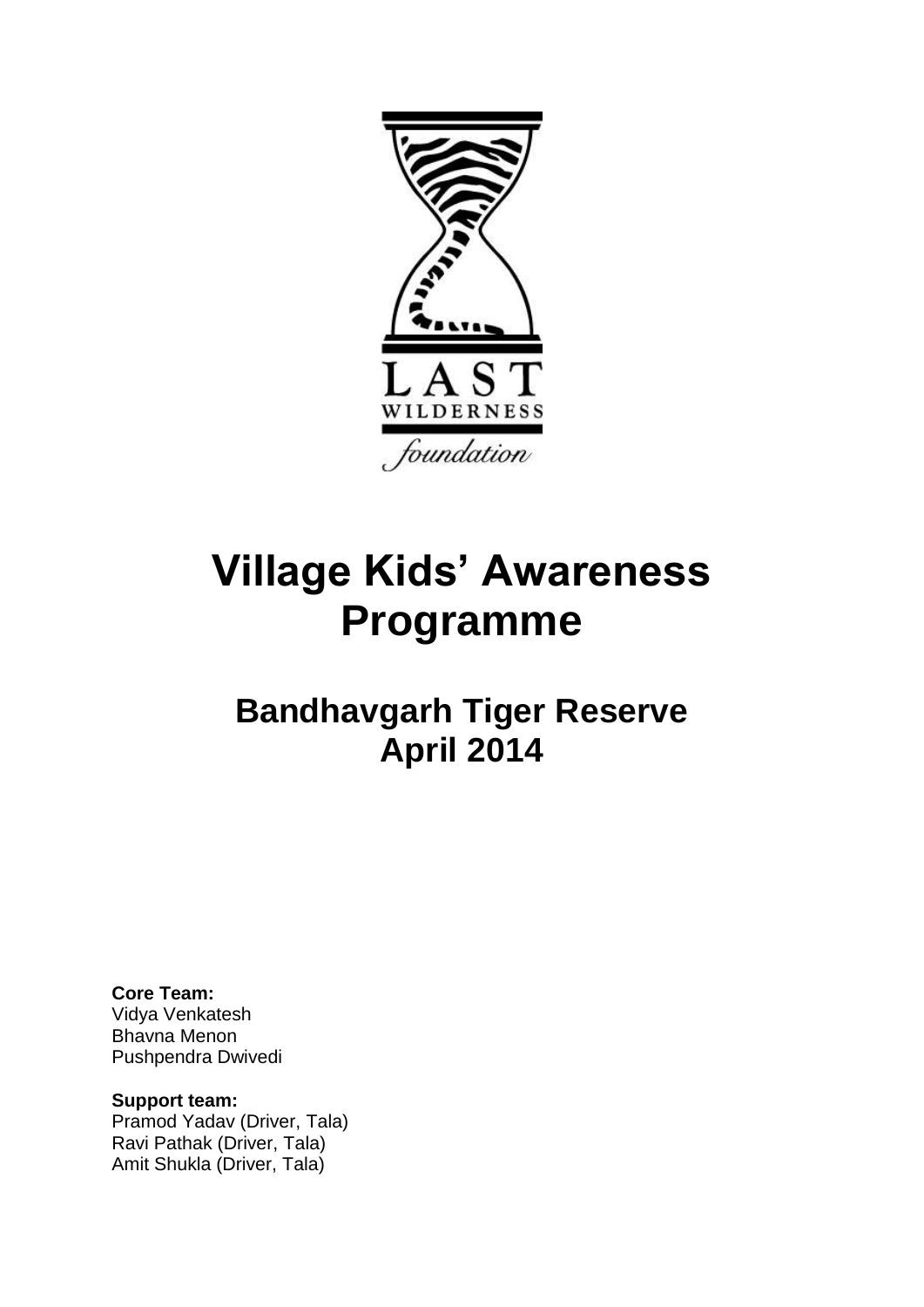LAST
WILDERNESS
foundation

# Village Kids' Awareness Programme

## Bandhavgarh Tiger Reserve
## April 2014

**Core Team:**
Vidya Venkatesh
Bhavna Menon
Pushpendra Dwivedi

**Support team:**
Pramod Yadav (Driver, Tala)
Ravi Pathak (Driver, Tala)
Amit Shukla (Driver, Tala)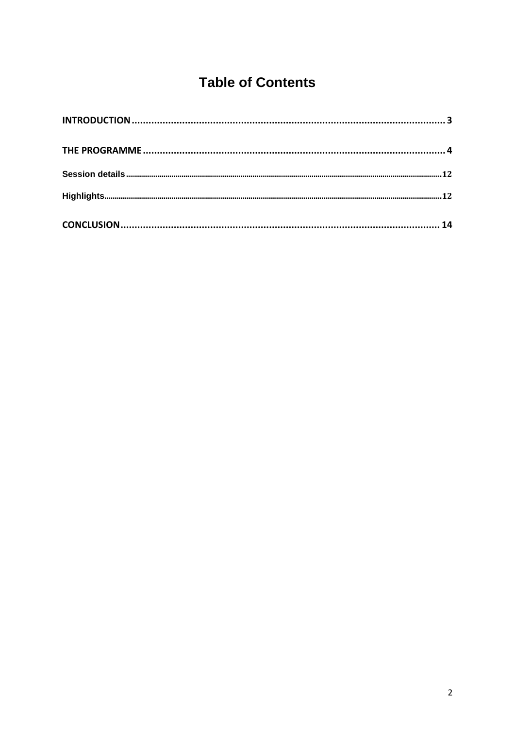# Table of Contents

**INTRODUCTION** .......................................................................................................... **3**

**THE PROGRAMME** ...................................................................................................... **4**

Session details ........................................................................................................................ 12

Highlights ................................................................................................................................ 12

**CONCLUSION** ............................................................................................................ **14**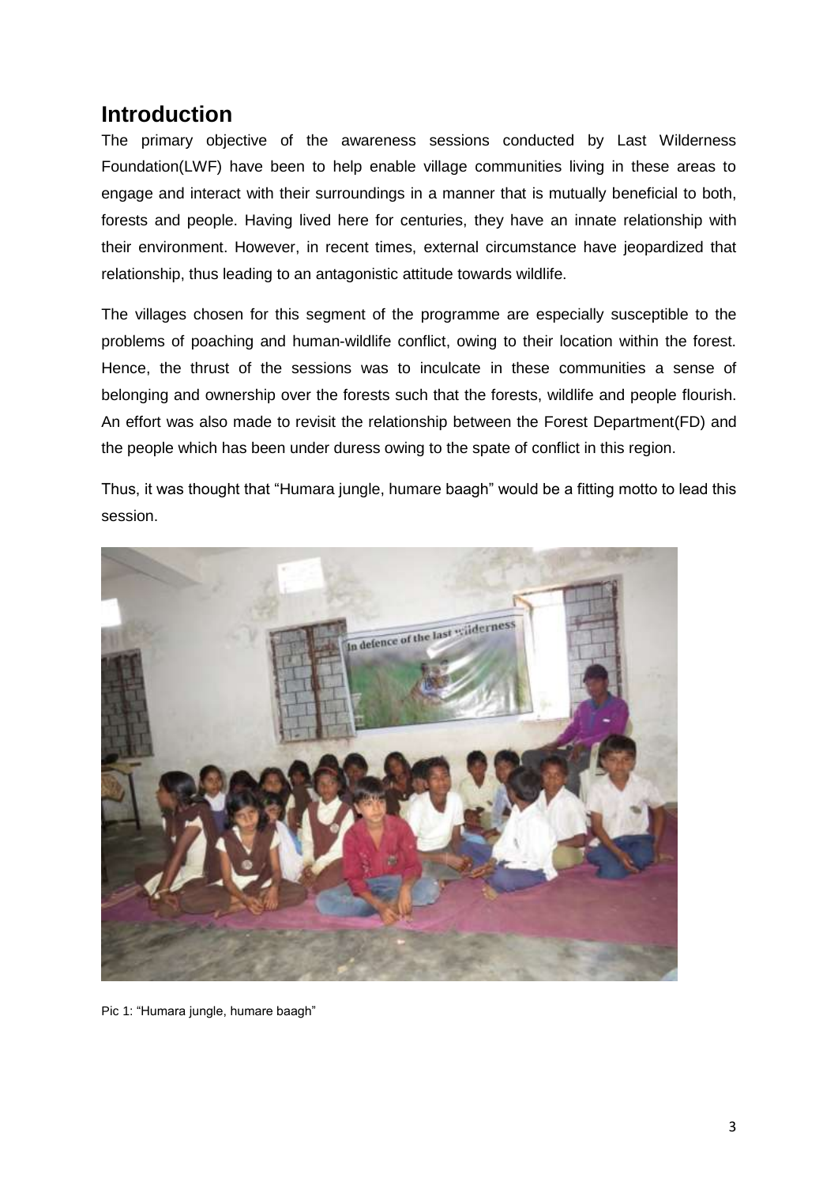## Introduction

The primary objective of the awareness sessions conducted by Last Wilderness Foundation(LWF) have been to help enable village communities living in these areas to engage and interact with their surroundings in a manner that is mutually beneficial to both, forests and people. Having lived here for centuries, they have an innate relationship with their environment. However, in recent times, external circumstance have jeopardized that relationship, thus leading to an antagonistic attitude towards wildlife.

The villages chosen for this segment of the programme are especially susceptible to the problems of poaching and human-wildlife conflict, owing to their location within the forest. Hence, the thrust of the sessions was to inculcate in these communities a sense of belonging and ownership over the forests such that the forests, wildlife and people flourish. An effort was also made to revisit the relationship between the Forest Department(FD) and the people which has been under duress owing to the spate of conflict in this region.

Thus, it was thought that "Humara jungle, humare baagh" would be a fitting motto to lead this session.

Pic 1: "Humara jungle, humare baagh"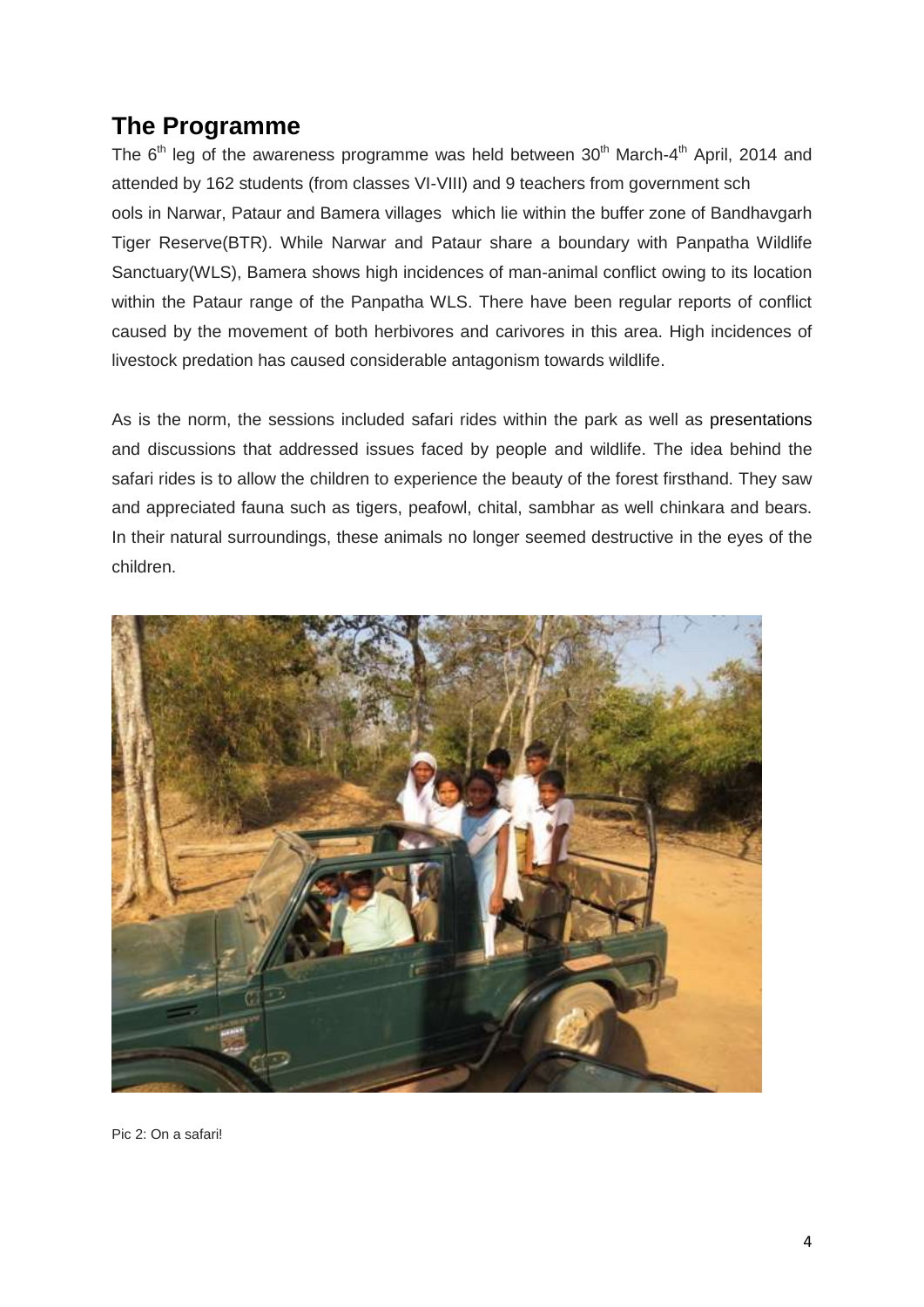## The Programme

The 6th leg of the awareness programme was held between 30th March-4th April, 2014 and attended by 162 students (from classes VI-VIII) and 9 teachers from government sch ools in Narwar, Pataur and Bamera villages which lie within the buffer zone of Bandhavgarh Tiger Reserve(BTR). While Narwar and Pataur share a boundary with Panpatha Wildlife Sanctuary(WLS), Bamera shows high incidences of man-animal conflict owing to its location within the Pataur range of the Panpatha WLS. There have been regular reports of conflict caused by the movement of both herbivores and carivores in this area. High incidences of livestock predation has caused considerable antagonism towards wildlife.

As is the norm, the sessions included safari rides within the park as well as presentations and discussions that addressed issues faced by people and wildlife. The idea behind the safari rides is to allow the children to experience the beauty of the forest firsthand. They saw and appreciated fauna such as tigers, peafowl, chital, sambhar as well chinkara and bears. In their natural surroundings, these animals no longer seemed destructive in the eyes of the children.

Pic 2: On a safari!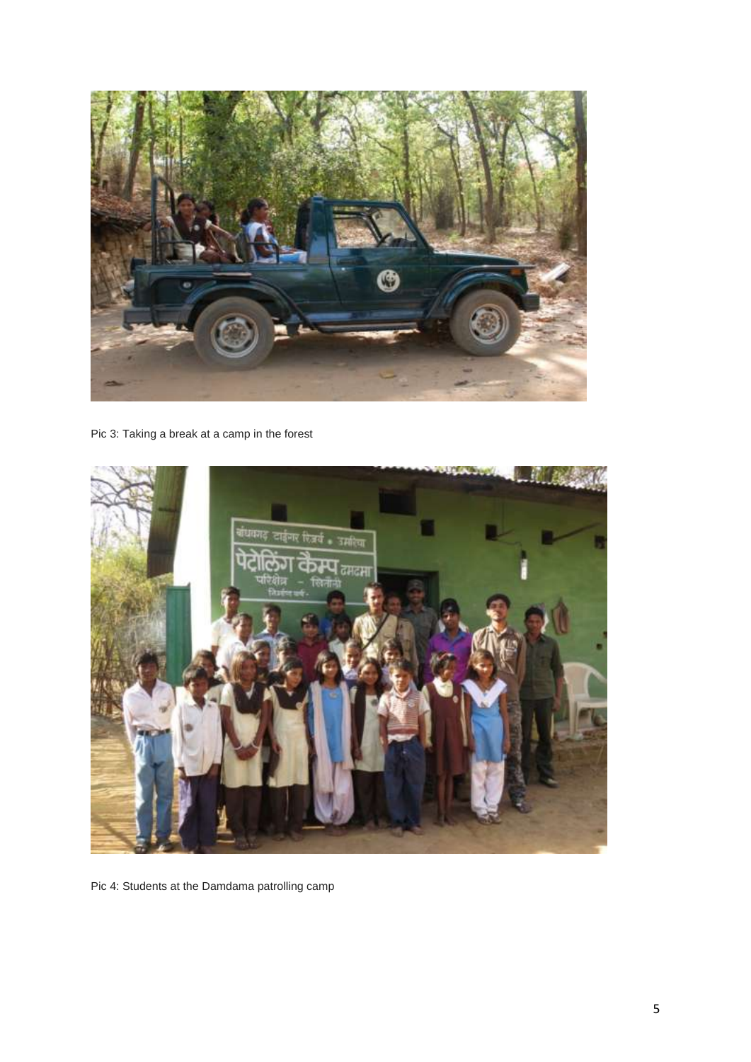Pic 3: Taking a break at a camp in the forest

Pic 4: Students at the Damdama patrolling camp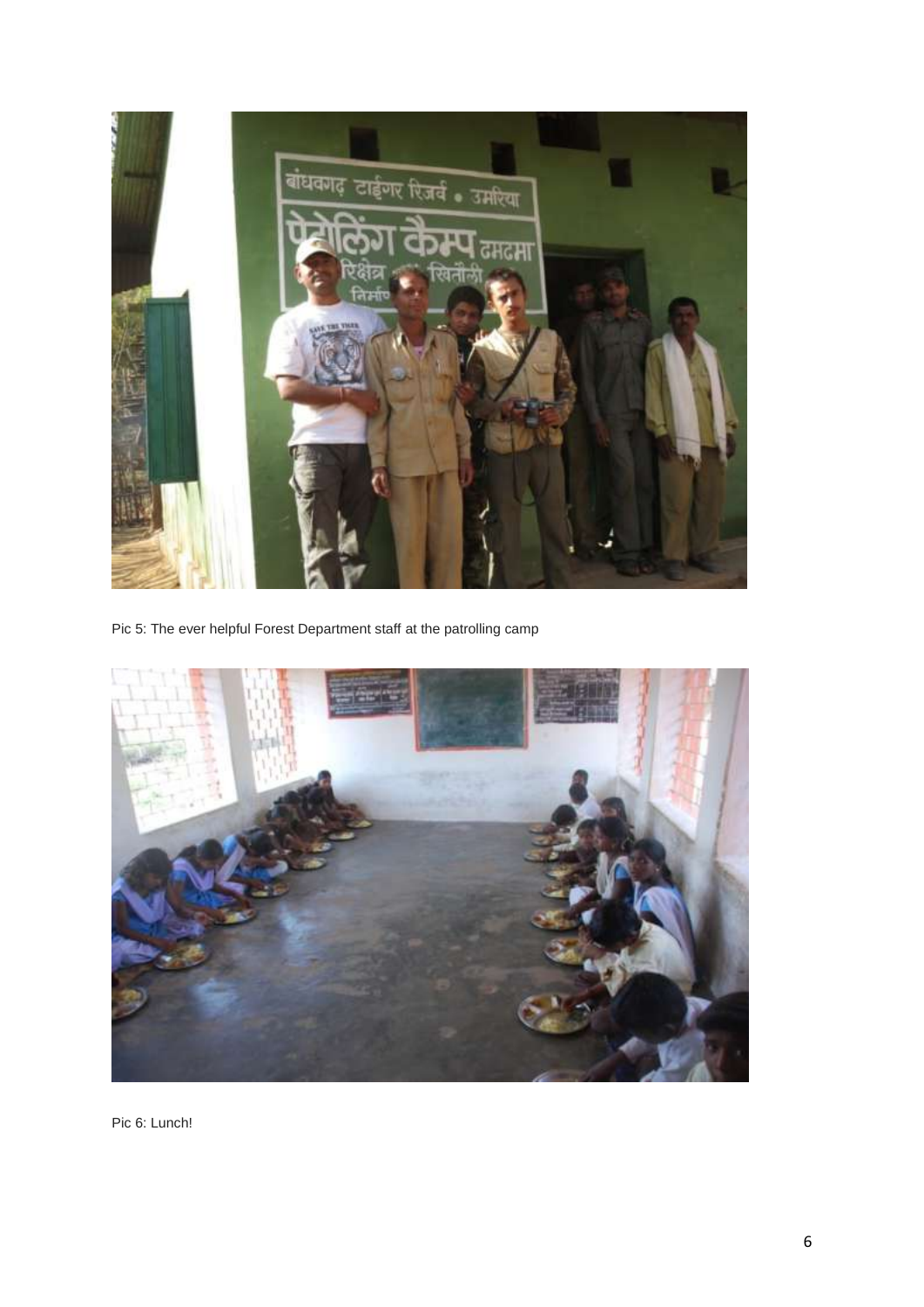Pic 5: The ever helpful Forest Department staff at the patrolling camp

Pic 6: Lunch!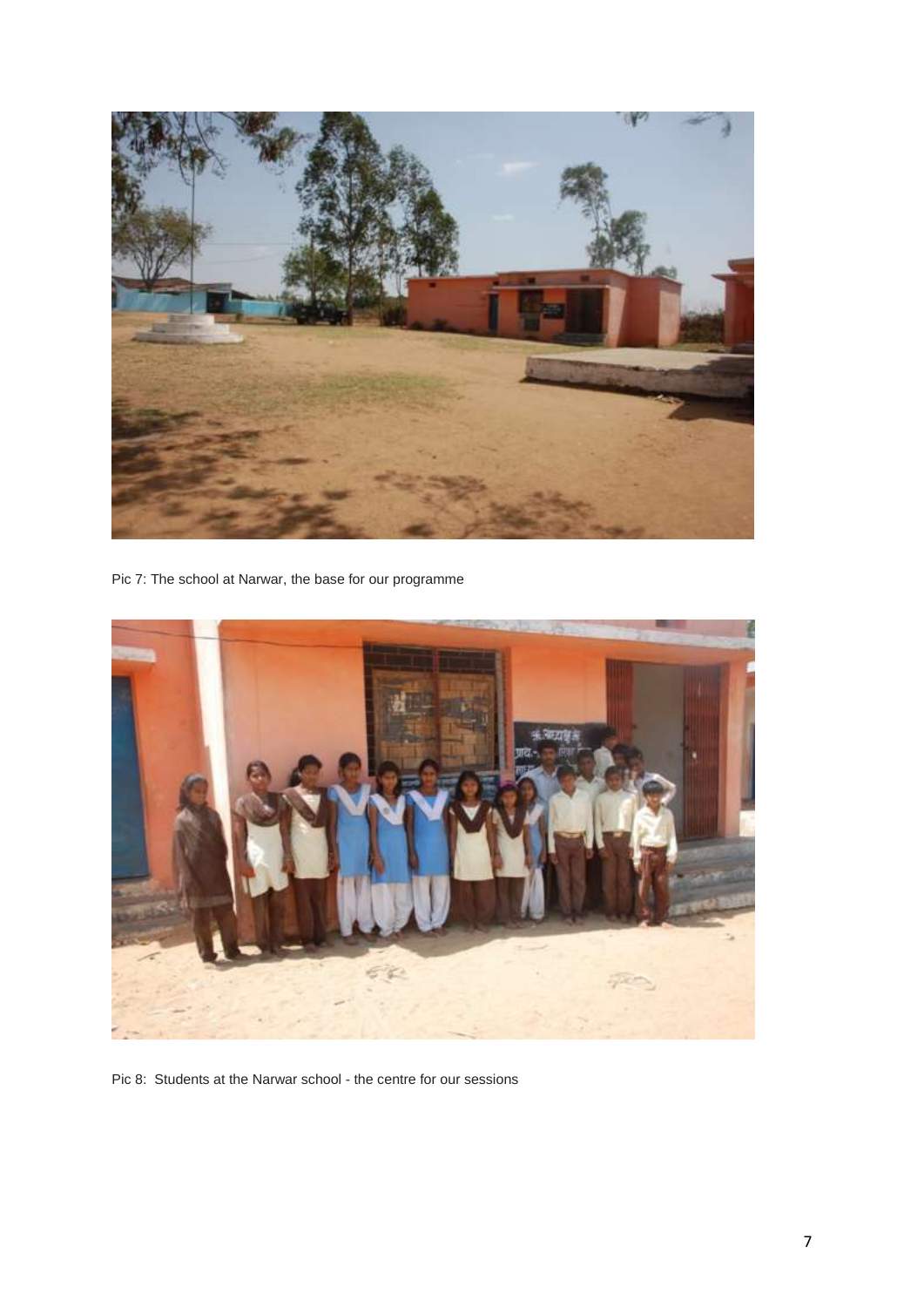Pic 7: The school at Narwar, the base for our programme

Pic 8: Students at the Narwar school - the centre for our sessions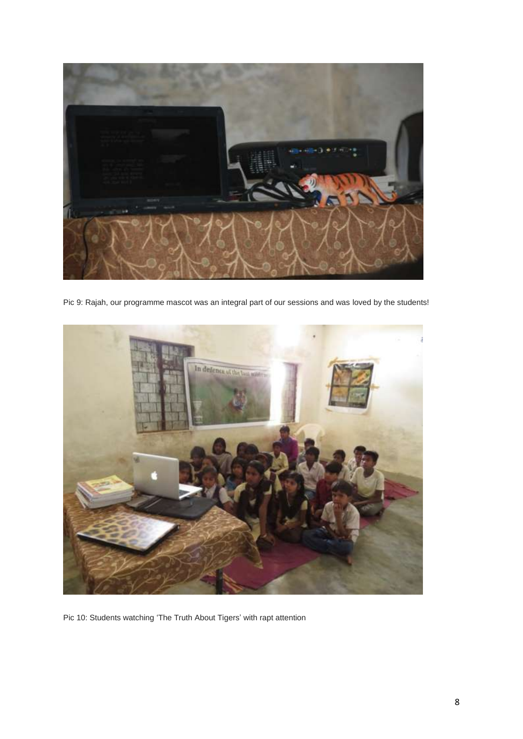Pic 9: Rajah, our programme mascot was an integral part of our sessions and was loved by the students!

Pic 10: Students watching 'The Truth About Tigers' with rapt attention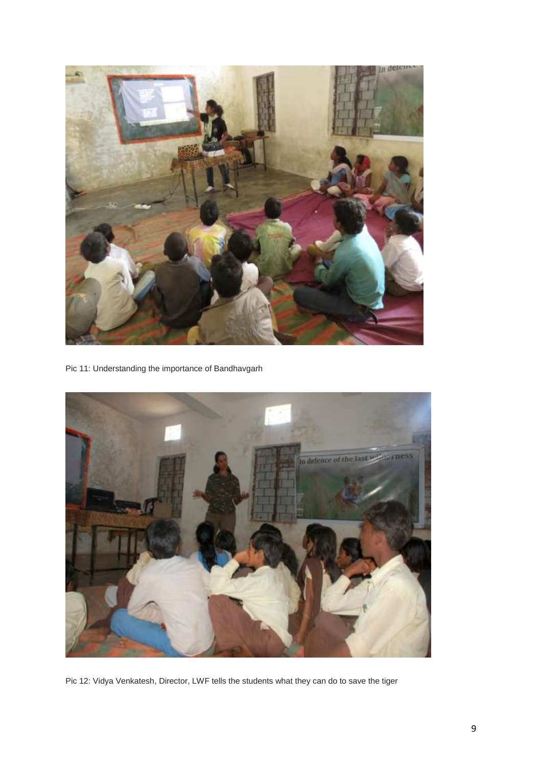Pic 11: Understanding the importance of Bandhavgarh

Pic 12: Vidya Venkatesh, Director, LWF tells the students what they can do to save the tiger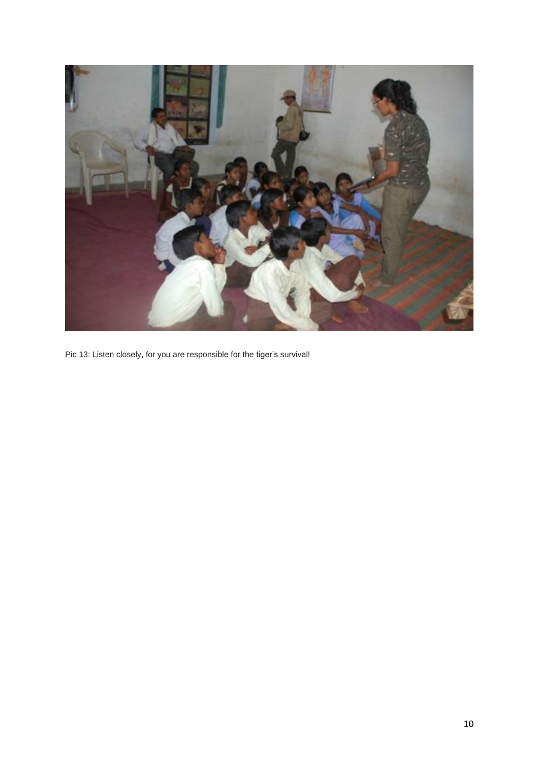Pic 13: Listen closely, for you are responsible for the tiger's survival!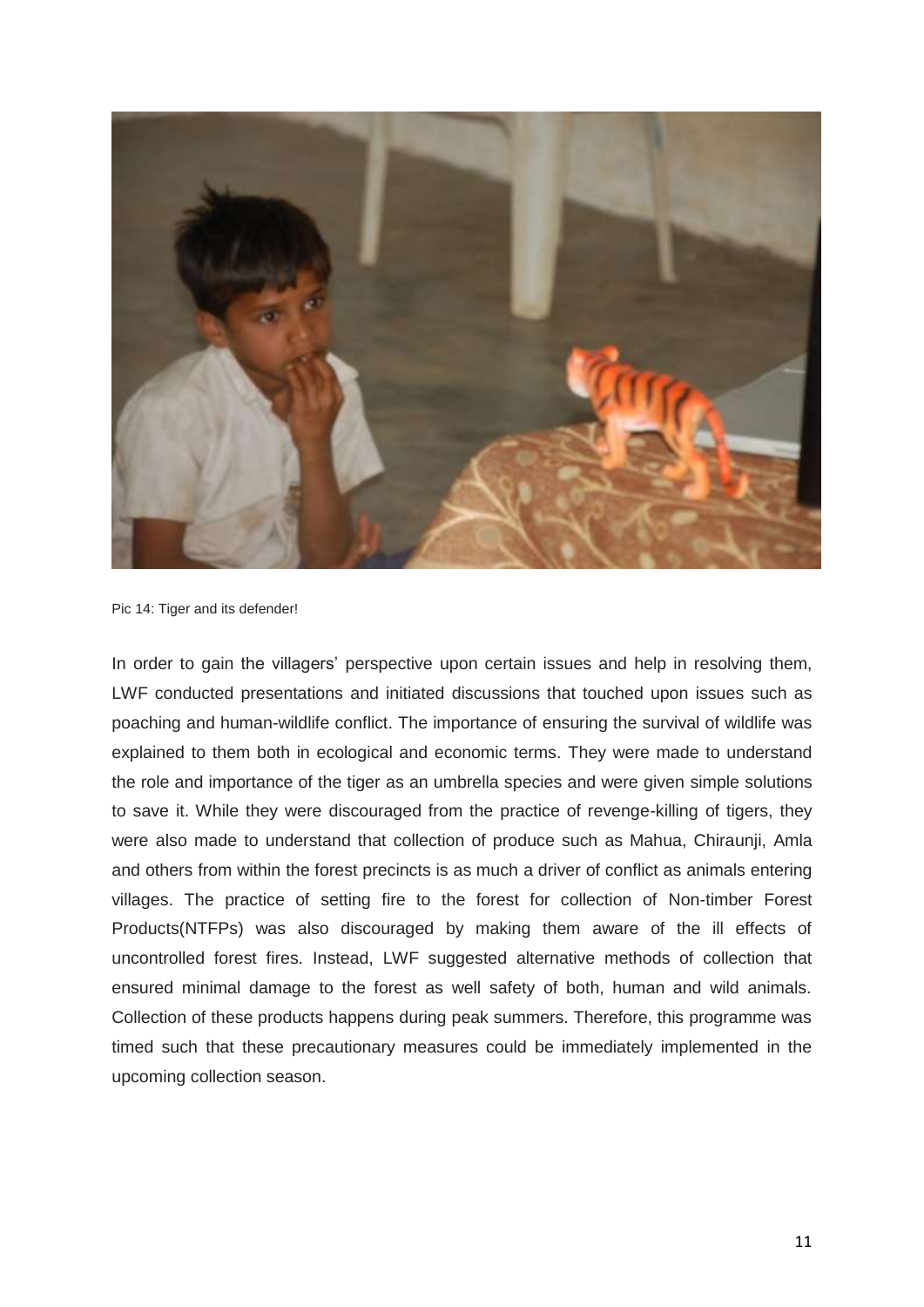Pic 14: Tiger and its defender!

In order to gain the villagers' perspective upon certain issues and help in resolving them, LWF conducted presentations and initiated discussions that touched upon issues such as poaching and human-wildlife conflict. The importance of ensuring the survival of wildlife was explained to them both in ecological and economic terms. They were made to understand the role and importance of the tiger as an umbrella species and were given simple solutions to save it. While they were discouraged from the practice of revenge-killing of tigers, they were also made to understand that collection of produce such as Mahua, Chiraunji, Amla and others from within the forest precincts is as much a driver of conflict as animals entering villages. The practice of setting fire to the forest for collection of Non-timber Forest Products(NTFPs) was also discouraged by making them aware of the ill effects of uncontrolled forest fires. Instead, LWF suggested alternative methods of collection that ensured minimal damage to the forest as well safety of both, human and wild animals. Collection of these products happens during peak summers. Therefore, this programme was timed such that these precautionary measures could be immediately implemented in the upcoming collection season.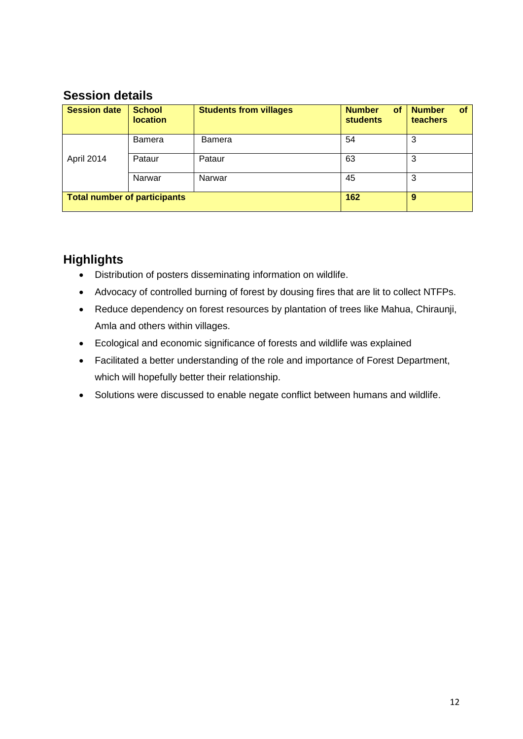## Session details

| Session date | School location | Students from villages | Number of students | Number of teachers |
|---|---|---|---|---|
| April 2014 | Bamera | Bamera | 54 | 3 |
| | Pataur | Pataur | 63 | 3 |
| | Narwar | Narwar | 45 | 3 |
| **Total number of participants** | | | **162** | **9** |

## Highlights

- Distribution of posters disseminating information on wildlife.
- Advocacy of controlled burning of forest by dousing fires that are lit to collect NTFPs.
- Reduce dependency on forest resources by plantation of trees like Mahua, Chiraunji, Amla and others within villages.
- Ecological and economic significance of forests and wildlife was explained
- Facilitated a better understanding of the role and importance of Forest Department, which will hopefully better their relationship.
- Solutions were discussed to enable negate conflict between humans and wildlife.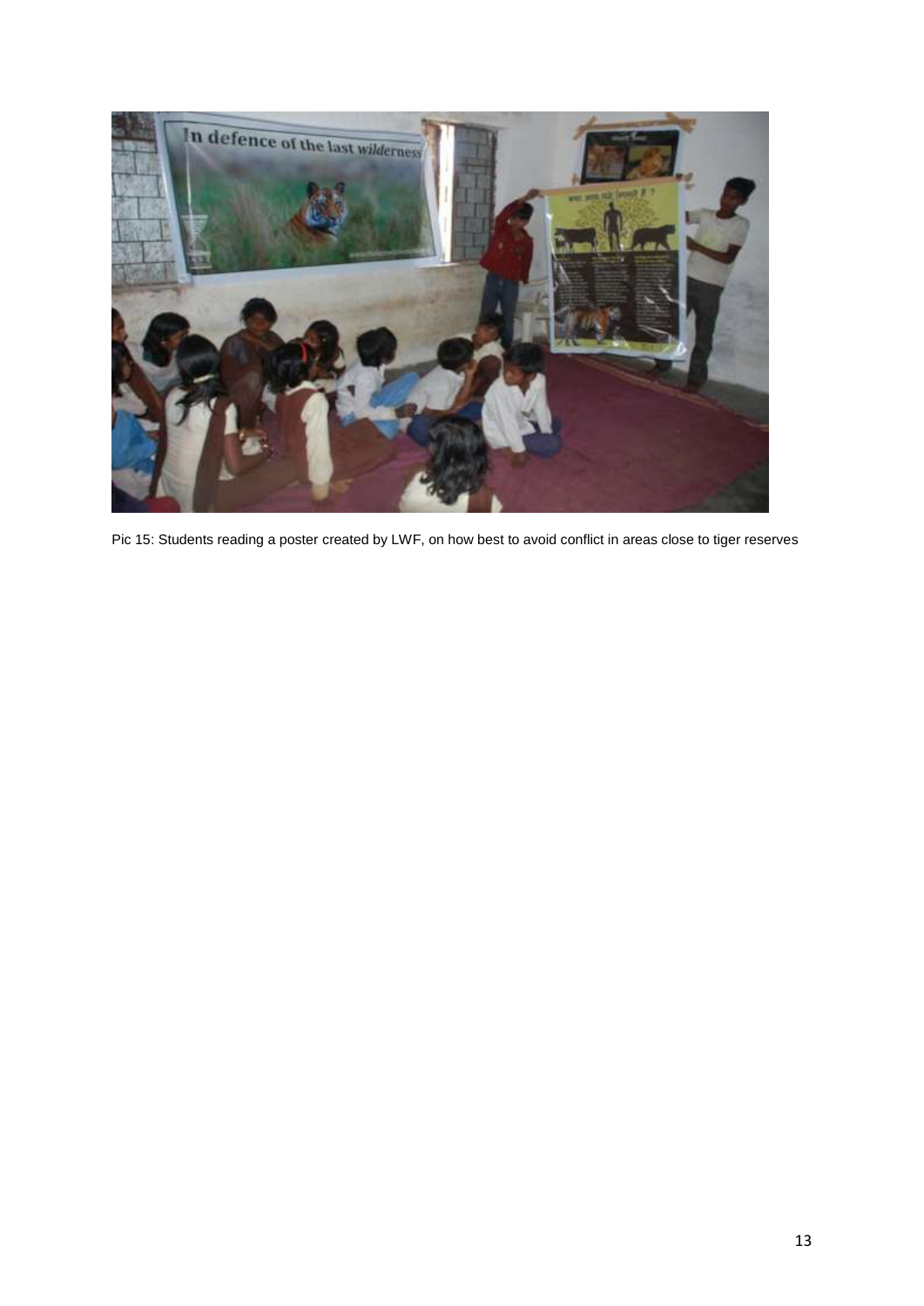Pic 15: Students reading a poster created by LWF, on how best to avoid conflict in areas close to tiger reserves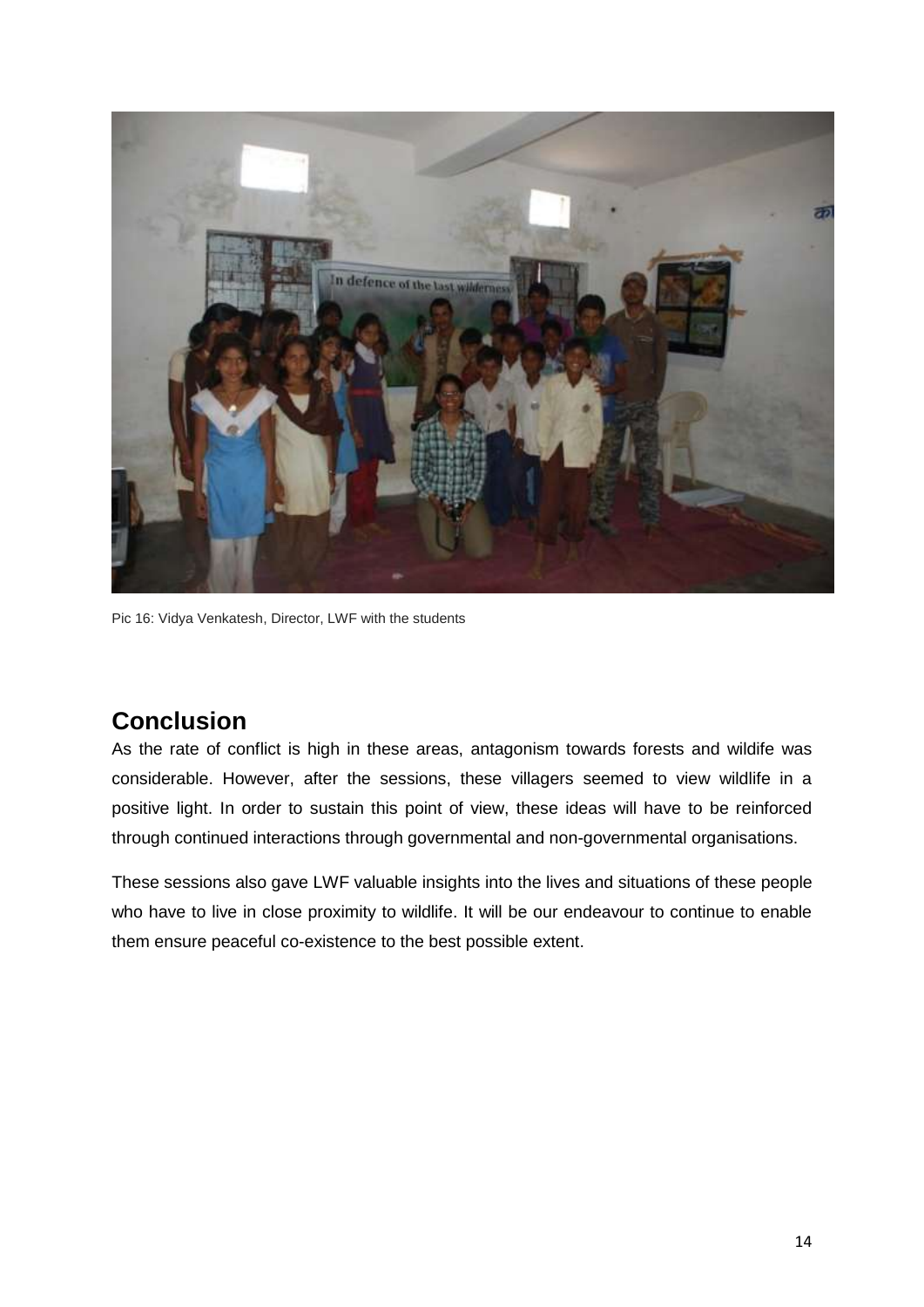Pic 16: Vidya Venkatesh, Director, LWF with the students

## Conclusion

As the rate of conflict is high in these areas, antagonism towards forests and wildife was considerable. However, after the sessions, these villagers seemed to view wildlife in a positive light. In order to sustain this point of view, these ideas will have to be reinforced through continued interactions through governmental and non-governmental organisations.

These sessions also gave LWF valuable insights into the lives and situations of these people who have to live in close proximity to wildlife. It will be our endeavour to continue to enable them ensure peaceful co-existence to the best possible extent.